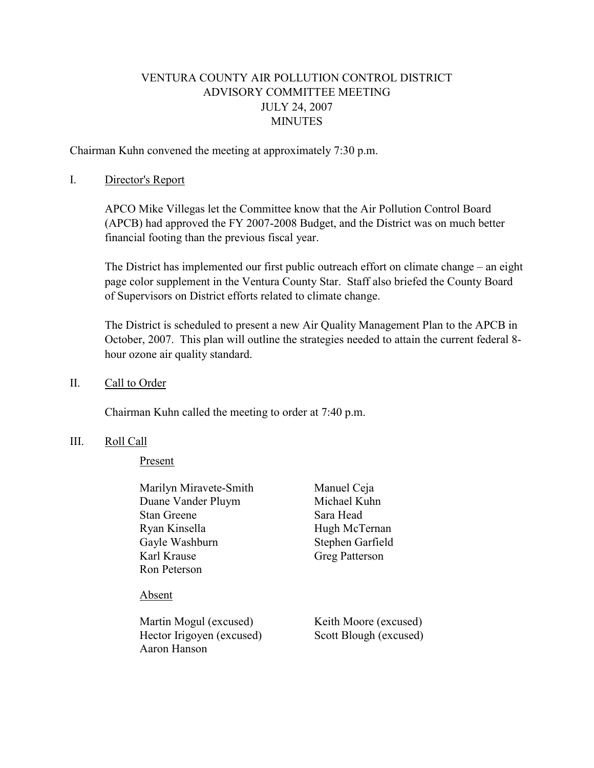# VENTURA COUNTY AIR POLLUTION CONTROL DISTRICT
## ADVISORY COMMITTEE MEETING
## JULY 24, 2007
## MINUTES

Chairman Kuhn convened the meeting at approximately 7:30 p.m.

I. Director's Report

APCO Mike Villegas let the Committee know that the Air Pollution Control Board (APCB) had approved the FY 2007-2008 Budget, and the District was on much better financial footing than the previous fiscal year.

The District has implemented our first public outreach effort on climate change – an eight page color supplement in the Ventura County Star. Staff also briefed the County Board of Supervisors on District efforts related to climate change.

The District is scheduled to present a new Air Quality Management Plan to the APCB in October, 2007. This plan will outline the strategies needed to attain the current federal 8-hour ozone air quality standard.

II. Call to Order

Chairman Kuhn called the meeting to order at 7:40 p.m.

III. Roll Call

Present

- Marilyn Miravete-Smith
- Duane Vander Pluym
- Stan Greene
- Ryan Kinsella
- Gayle Washburn
- Karl Krause
- Ron Peterson
- Manuel Ceja
- Michael Kuhn
- Sara Head
- Hugh McTernan
- Stephen Garfield
- Greg Patterson

Absent

- Martin Mogul (excused)
- Hector Irigoyen (excused)
- Aaron Hanson
- Keith Moore (excused)
- Scott Blough (excused)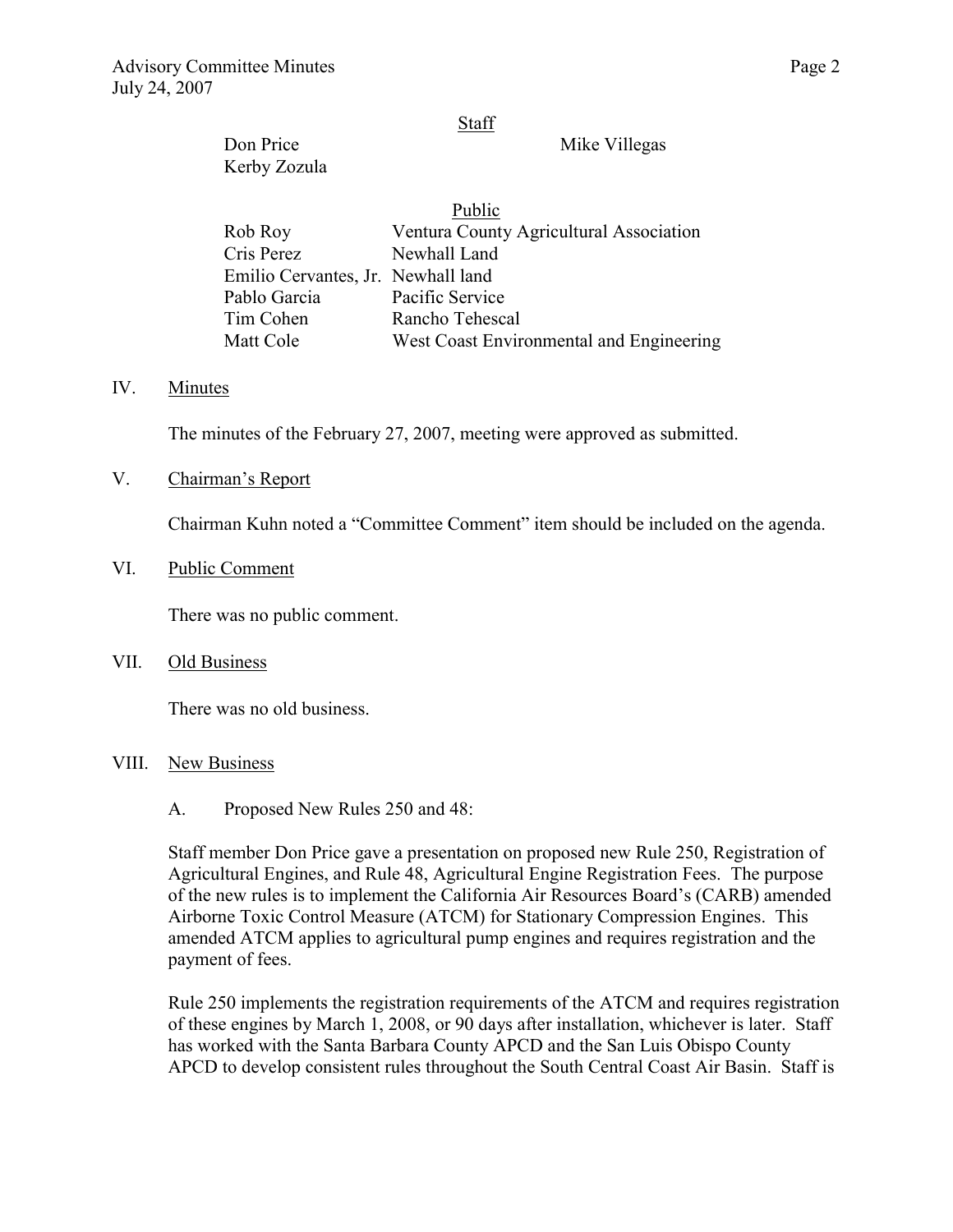Staff

Don Price    Mike Villegas
Kerby Zozula

Public

| | |
|---|---|
| Rob Roy | Ventura County Agricultural Association |
| Cris Perez | Newhall Land |
| Emilio Cervantes, Jr. | Newhall land |
| Pablo Garcia | Pacific Service |
| Tim Cohen | Rancho Tehescal |
| Matt Cole | West Coast Environmental and Engineering |

IV. Minutes

The minutes of the February 27, 2007, meeting were approved as submitted.

V. Chairman's Report

Chairman Kuhn noted a "Committee Comment" item should be included on the agenda.

VI. Public Comment

There was no public comment.

VII. Old Business

There was no old business.

VIII. New Business

A. Proposed New Rules 250 and 48:

Staff member Don Price gave a presentation on proposed new Rule 250, Registration of Agricultural Engines, and Rule 48, Agricultural Engine Registration Fees. The purpose of the new rules is to implement the California Air Resources Board's (CARB) amended Airborne Toxic Control Measure (ATCM) for Stationary Compression Engines. This amended ATCM applies to agricultural pump engines and requires registration and the payment of fees.

Rule 250 implements the registration requirements of the ATCM and requires registration of these engines by March 1, 2008, or 90 days after installation, whichever is later. Staff has worked with the Santa Barbara County APCD and the San Luis Obispo County APCD to develop consistent rules throughout the South Central Coast Air Basin. Staff is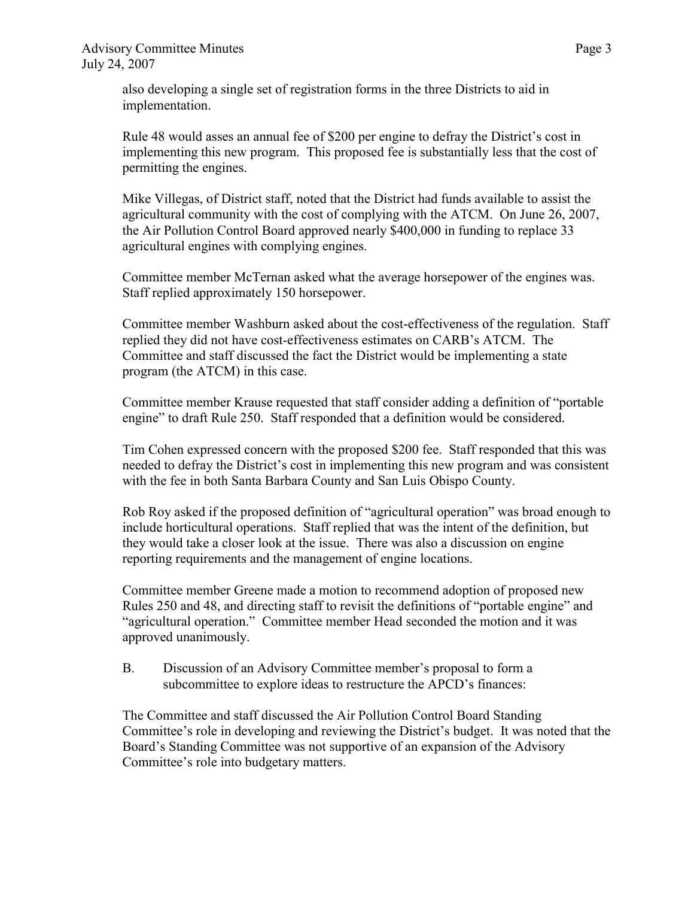also developing a single set of registration forms in the three Districts to aid in implementation.

Rule 48 would asses an annual fee of $200 per engine to defray the District's cost in implementing this new program. This proposed fee is substantially less that the cost of permitting the engines.

Mike Villegas, of District staff, noted that the District had funds available to assist the agricultural community with the cost of complying with the ATCM. On June 26, 2007, the Air Pollution Control Board approved nearly $400,000 in funding to replace 33 agricultural engines with complying engines.

Committee member McTernan asked what the average horsepower of the engines was. Staff replied approximately 150 horsepower.

Committee member Washburn asked about the cost-effectiveness of the regulation. Staff replied they did not have cost-effectiveness estimates on CARB's ATCM. The Committee and staff discussed the fact the District would be implementing a state program (the ATCM) in this case.

Committee member Krause requested that staff consider adding a definition of "portable engine" to draft Rule 250. Staff responded that a definition would be considered.

Tim Cohen expressed concern with the proposed $200 fee. Staff responded that this was needed to defray the District's cost in implementing this new program and was consistent with the fee in both Santa Barbara County and San Luis Obispo County.

Rob Roy asked if the proposed definition of "agricultural operation" was broad enough to include horticultural operations. Staff replied that was the intent of the definition, but they would take a closer look at the issue. There was also a discussion on engine reporting requirements and the management of engine locations.

Committee member Greene made a motion to recommend adoption of proposed new Rules 250 and 48, and directing staff to revisit the definitions of "portable engine" and "agricultural operation." Committee member Head seconded the motion and it was approved unanimously.

B. Discussion of an Advisory Committee member's proposal to form a subcommittee to explore ideas to restructure the APCD's finances:

The Committee and staff discussed the Air Pollution Control Board Standing Committee's role in developing and reviewing the District's budget. It was noted that the Board's Standing Committee was not supportive of an expansion of the Advisory Committee's role into budgetary matters.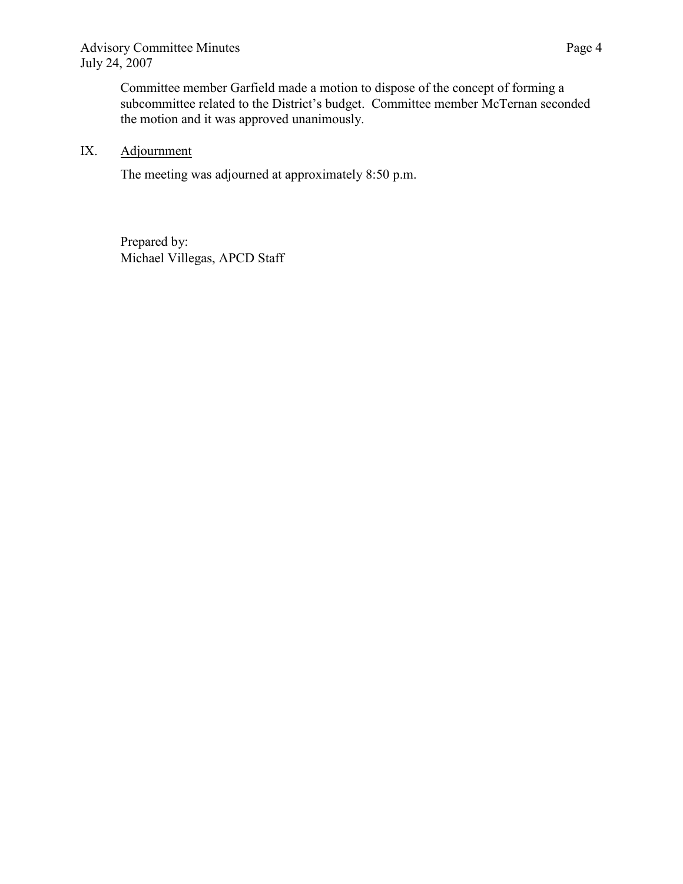Committee member Garfield made a motion to dispose of the concept of forming a subcommittee related to the District's budget. Committee member McTernan seconded the motion and it was approved unanimously.

## IX. Adjournment

The meeting was adjourned at approximately 8:50 p.m.

Prepared by:
Michael Villegas, APCD Staff